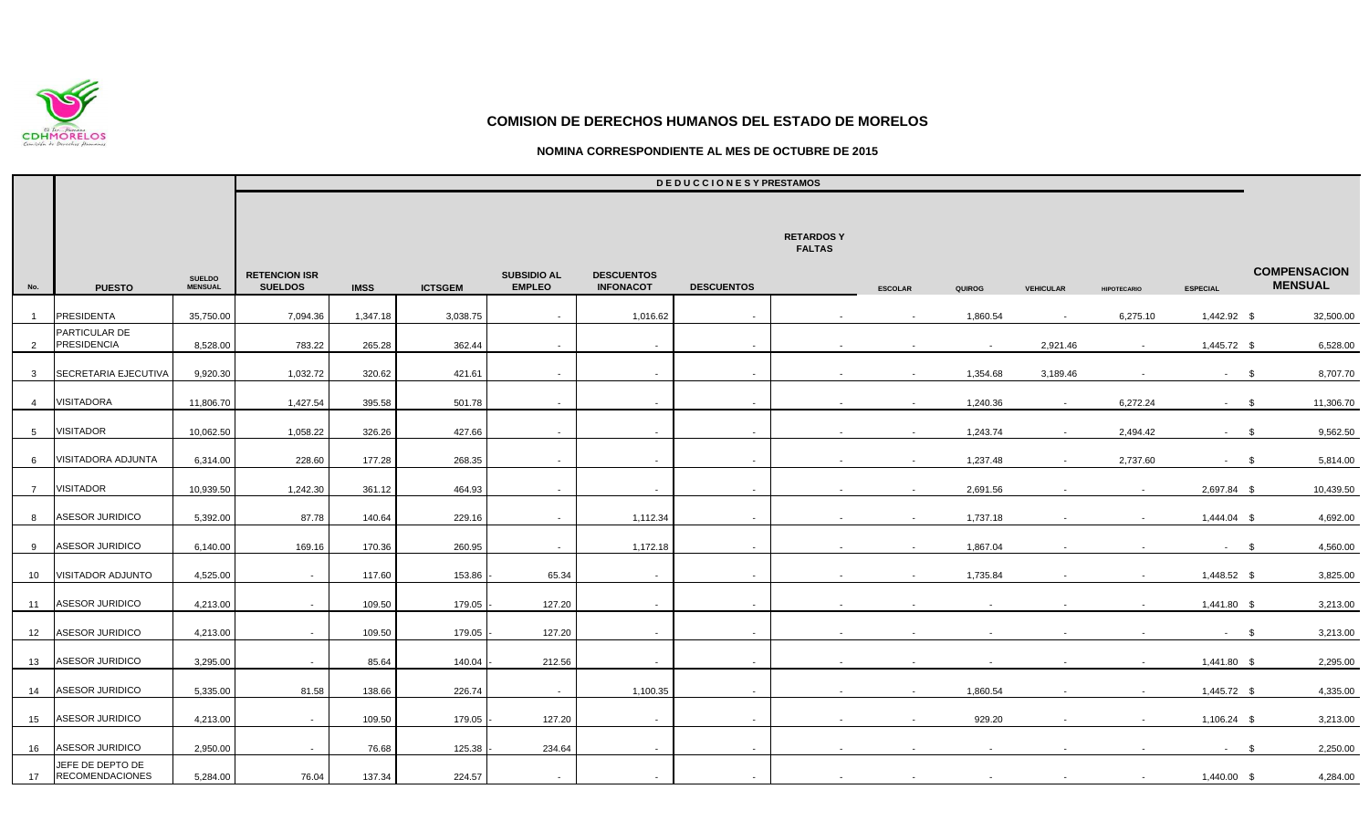# COMISION DE DERECHOS HUMANOS DEL ESTADO DE MORELOS

## NOMINA CORRESPONDIENTE AL MES DE OCTUBRE DE 2015

| No. | PUESTO | SUELDO MENSUAL | DEDUCCIONES Y PRESTAMOS | | | | | | | | | | | | COMPENSACION MENSUAL |
|---|---|---|---|---|---|---|---|---|---|---|---|---|---|---|---|
| | | | RETENCION ISR SUELDOS | IMSS | ICTSGEM | SUBSIDIO AL EMPLEO | DESCUENTOS INFONACOT | DESCUENTOS | RETARDOS Y FALTAS | ESCOLAR | QUIROG | VEHICULAR | HIPOTECARIO | ESPECIAL | |
| 1 | PRESIDENTA | 35,750.00 | 7,094.36 | 1,347.18 | 3,038.75 | - | 1,016.62 | - | - | - | 1,860.54 | - | 6,275.10 | 1,442.92 | $ 32,500.00 |
| 2 | PARTICULAR DE PRESIDENCIA | 8,528.00 | 783.22 | 265.28 | 362.44 | - | - | - | - | - | - | 2,921.46 | - | 1,445.72 | $ 6,528.00 |
| 3 | SECRETARIA EJECUTIVA | 9,920.30 | 1,032.72 | 320.62 | 421.61 | - | - | - | - | - | 1,354.68 | 3,189.46 | - | - | $ 8,707.70 |
| 4 | VISITADORA | 11,806.70 | 1,427.54 | 395.58 | 501.78 | - | - | - | - | - | 1,240.36 | - | 6,272.24 | - | $ 11,306.70 |
| 5 | VISITADOR | 10,062.50 | 1,058.22 | 326.26 | 427.66 | - | - | - | - | - | 1,243.74 | - | 2,494.42 | - | $ 9,562.50 |
| 6 | VISITADORA ADJUNTA | 6,314.00 | 228.60 | 177.28 | 268.35 | - | - | - | - | - | 1,237.48 | - | 2,737.60 | - | $ 5,814.00 |
| 7 | VISITADOR | 10,939.50 | 1,242.30 | 361.12 | 464.93 | - | - | - | - | - | 2,691.56 | - | - | 2,697.84 | $ 10,439.50 |
| 8 | ASESOR JURIDICO | 5,392.00 | 87.78 | 140.64 | 229.16 | - | 1,112.34 | - | - | - | 1,737.18 | - | - | 1,444.04 | $ 4,692.00 |
| 9 | ASESOR JURIDICO | 6,140.00 | 169.16 | 170.36 | 260.95 | - | 1,172.18 | - | - | - | 1,867.04 | - | - | - | $ 4,560.00 |
| 10 | VISITADOR ADJUNTO | 4,525.00 | - | 117.60 | 153.86 | -65.34 | - | - | - | - | 1,735.84 | - | - | 1,448.52 | $ 3,825.00 |
| 11 | ASESOR JURIDICO | 4,213.00 | - | 109.50 | 179.05 | -127.20 | - | - | - | - | - | - | - | 1,441.80 | $ 3,213.00 |
| 12 | ASESOR JURIDICO | 4,213.00 | - | 109.50 | 179.05 | -127.20 | - | - | - | - | - | - | - | - | $ 3,213.00 |
| 13 | ASESOR JURIDICO | 3,295.00 | - | 85.64 | 140.04 | -212.56 | - | - | - | - | - | - | - | 1,441.80 | $ 2,295.00 |
| 14 | ASESOR JURIDICO | 5,335.00 | 81.58 | 138.66 | 226.74 | - | 1,100.35 | - | - | - | 1,860.54 | - | - | 1,445.72 | $ 4,335.00 |
| 15 | ASESOR JURIDICO | 4,213.00 | - | 109.50 | 179.05 | -127.20 | - | - | - | - | 929.20 | - | - | 1,106.24 | $ 3,213.00 |
| 16 | ASESOR JURIDICO | 2,950.00 | - | 76.68 | 125.38 | -234.64 | - | - | - | - | - | - | - | - | $ 2,250.00 |
| 17 | JEFE DE DEPTO DE RECOMENDACIONES | 5,284.00 | 76.04 | 137.34 | 224.57 | - | - | - | - | - | - | - | - | 1,440.00 | $ 4,284.00 |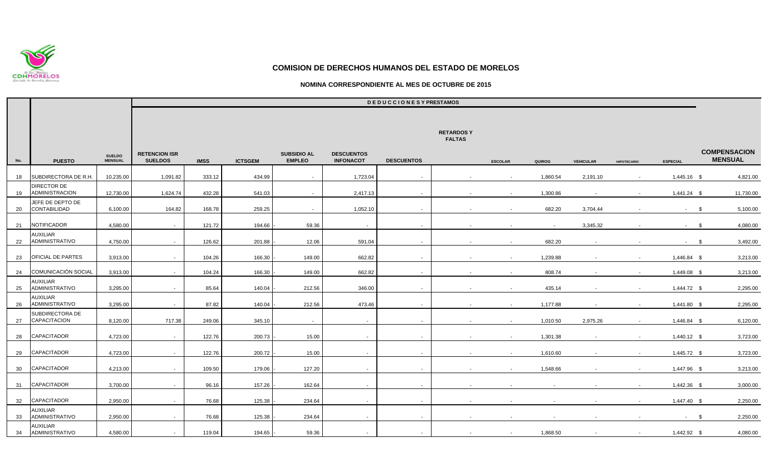# COMISION DE DERECHOS HUMANOS DEL ESTADO DE MORELOS

## NOMINA CORRESPONDIENTE AL MES DE OCTUBRE DE 2015

| No. | PUESTO | SUELDO MENSUAL | D E D U C C I O N E S Y PRESTAMOS | | | | | | | | | | | | COMPENSACION MENSUAL |
|---|---|---|---|---|---|---|---|---|---|---|---|---|---|---|---|
| | | | RETENCION ISR SUELDOS | IMSS | ICTSGEM | SUBSIDIO AL EMPLEO | DESCUENTOS INFONACOT | DESCUENTOS | RETARDOS Y FALTAS | ESCOLAR | QUIROG | VEHICULAR | HIPOTECARIO | ESPECIAL | |
| 18 | SUBDIRECTORA DE R.H. | 10,235.00 | 1,091.82 | 333.12 | 434.99 | - | 1,723.04 | - | - | - | 1,860.54 | 2,191.10 | - | 1,445.16 | $ 4,821.00 |
| 19 | DIRECTOR DE ADMINISTRACION | 12,730.00 | 1,624.74 | 432.28 | 541.03 | - | 2,417.13 | - | - | - | 1,300.86 | - | - | 1,441.24 | $ 11,730.00 |
| 20 | JEFE DE DEPTO DE CONTABILIDAD | 6,100.00 | 164.82 | 168.78 | 259.25 | - | 1,052.10 | - | - | - | 682.20 | 3,704.44 | - | - | $ 5,100.00 |
| 21 | NOTIFICADOR | 4,580.00 | - | 121.72 | 194.66 | - 59.36 | - | - | - | - | - | 3,345.32 | - | - | $ 4,080.00 |
| 22 | AUXILIAR ADMINISTRATIVO | 4,750.00 | - | 126.62 | 201.88 | - 12.06 | 591.04 | - | - | - | 682.20 | - | - | - | $ 3,492.00 |
| 23 | OFICIAL DE PARTES | 3,913.00 | - | 104.26 | 166.30 | - 149.00 | 662.82 | - | - | - | 1,239.88 | - | - | 1,446.84 | $ 3,213.00 |
| 24 | COMUNICACIÓN SOCIAL | 3,913.00 | - | 104.24 | 166.30 | - 149.00 | 662.82 | - | - | - | 808.74 | - | - | 1,449.08 | $ 3,213.00 |
| 25 | AUXILIAR ADMINISTRATIVO | 3,295.00 | - | 85.64 | 140.04 | - 212.56 | 346.00 | - | - | - | 435.14 | - | - | 1,444.72 | $ 2,295.00 |
| 26 | AUXILIAR ADMINISTRATIVO | 3,295.00 | - | 87.82 | 140.04 | - 212.56 | 473.46 | - | - | - | 1,177.88 | - | - | 1,441.80 | $ 2,295.00 |
| 27 | SUBDIRECTORA DE CAPACITACION | 8,120.00 | 717.38 | 249.06 | 345.10 | - | - | - | - | - | 1,010.50 | 2,975.26 | - | 1,446.84 | $ 6,120.00 |
| 28 | CAPACITADOR | 4,723.00 | - | 122.76 | 200.73 | - 15.00 | - | - | - | - | 1,301.38 | - | - | 1,440.12 | $ 3,723.00 |
| 29 | CAPACITADOR | 4,723.00 | - | 122.76 | 200.72 | - 15.00 | - | - | - | - | 1,610.60 | - | - | 1,445.72 | $ 3,723.00 |
| 30 | CAPACITADOR | 4,213.00 | - | 109.50 | 179.06 | - 127.20 | - | - | - | - | 1,548.66 | - | - | 1,447.96 | $ 3,213.00 |
| 31 | CAPACITADOR | 3,700.00 | - | 96.16 | 157.26 | - 162.64 | - | - | - | - | - | - | - | 1,442.36 | $ 3,000.00 |
| 32 | CAPACITADOR | 2,950.00 | - | 76.68 | 125.38 | - 234.64 | - | - | - | - | - | - | - | 1,447.40 | $ 2,250.00 |
| 33 | AUXILIAR ADMINISTRATIVO | 2,950.00 | - | 76.68 | 125.38 | - 234.64 | - | - | - | - | - | - | - | - | $ 2,250.00 |
| 34 | AUXILIAR ADMINISTRATIVO | 4,580.00 | - | 119.04 | 194.65 | - 59.36 | - | - | - | - | 1,868.50 | - | - | 1,442.92 | $ 4,080.00 |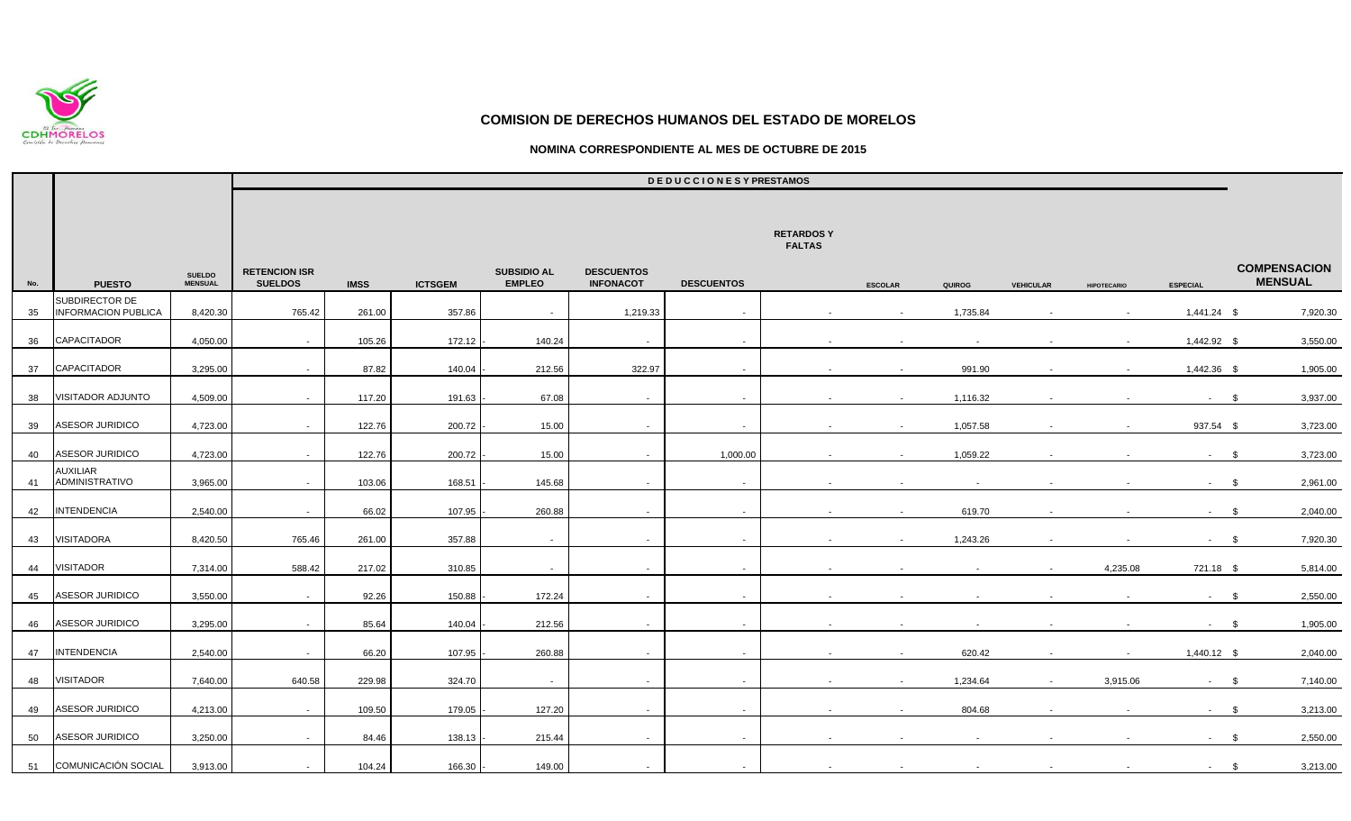# COMISION DE DERECHOS HUMANOS DEL ESTADO DE MORELOS

## NOMINA CORRESPONDIENTE AL MES DE OCTUBRE DE 2015

| No. | PUESTO | SUELDO MENSUAL | DEDUCCIONES Y PRESTAMOS | | | | | | | | | | | | COMPENSACION MENSUAL |
|---|---|---|---|---|---|---|---|---|---|---|---|---|---|---|---|
| | | | RETENCION ISR SUELDOS | IMSS | ICTSGEM | SUBSIDIO AL EMPLEO | DESCUENTOS INFONACOT | DESCUENTOS | RETARDOS Y FALTAS | ESCOLAR | QUIROG | VEHICULAR | HIPOTECARIO | ESPECIAL | |
| 35 | SUBDIRECTOR DE INFORMACION PUBLICA | 8,420.30 | 765.42 | 261.00 | 357.86 | - | 1,219.33 | - | - | - | 1,735.84 | - | - | 1,441.24 | $ 7,920.30 |
| 36 | CAPACITADOR | 4,050.00 | - | 105.26 | 172.12 | -140.24 | - | - | - | - | - | - | - | 1,442.92 | $ 3,550.00 |
| 37 | CAPACITADOR | 3,295.00 | - | 87.82 | 140.04 | -212.56 | 322.97 | - | - | - | 991.90 | - | - | 1,442.36 | $ 1,905.00 |
| 38 | VISITADOR ADJUNTO | 4,509.00 | - | 117.20 | 191.63 | -67.08 | - | - | - | - | 1,116.32 | - | - | - | $ 3,937.00 |
| 39 | ASESOR JURIDICO | 4,723.00 | - | 122.76 | 200.72 | -15.00 | - | - | - | - | 1,057.58 | - | - | 937.54 | $ 3,723.00 |
| 40 | ASESOR JURIDICO | 4,723.00 | - | 122.76 | 200.72 | -15.00 | - | 1,000.00 | - | - | 1,059.22 | - | - | - | $ 3,723.00 |
| 41 | AUXILIAR ADMINISTRATIVO | 3,965.00 | - | 103.06 | 168.51 | -145.68 | - | - | - | - | - | - | - | - | $ 2,961.00 |
| 42 | INTENDENCIA | 2,540.00 | - | 66.02 | 107.95 | -260.88 | - | - | - | - | 619.70 | - | - | - | $ 2,040.00 |
| 43 | VISITADORA | 8,420.50 | 765.46 | 261.00 | 357.88 | - | - | - | - | - | 1,243.26 | - | - | - | $ 7,920.30 |
| 44 | VISITADOR | 7,314.00 | 588.42 | 217.02 | 310.85 | - | - | - | - | - | - | - | 4,235.08 | 721.18 | $ 5,814.00 |
| 45 | ASESOR JURIDICO | 3,550.00 | - | 92.26 | 150.88 | -172.24 | - | - | - | - | - | - | - | - | $ 2,550.00 |
| 46 | ASESOR JURIDICO | 3,295.00 | - | 85.64 | 140.04 | -212.56 | - | - | - | - | - | - | - | - | $ 1,905.00 |
| 47 | INTENDENCIA | 2,540.00 | - | 66.20 | 107.95 | -260.88 | - | - | - | - | 620.42 | - | - | 1,440.12 | $ 2,040.00 |
| 48 | VISITADOR | 7,640.00 | 640.58 | 229.98 | 324.70 | - | - | - | - | - | 1,234.64 | - | 3,915.06 | - | $ 7,140.00 |
| 49 | ASESOR JURIDICO | 4,213.00 | - | 109.50 | 179.05 | -127.20 | - | - | - | - | 804.68 | - | - | - | $ 3,213.00 |
| 50 | ASESOR JURIDICO | 3,250.00 | - | 84.46 | 138.13 | -215.44 | - | - | - | - | - | - | - | - | $ 2,550.00 |
| 51 | COMUNICACIÓN SOCIAL | 3,913.00 | - | 104.24 | 166.30 | -149.00 | - | - | - | - | - | - | - | - | $ 3,213.00 |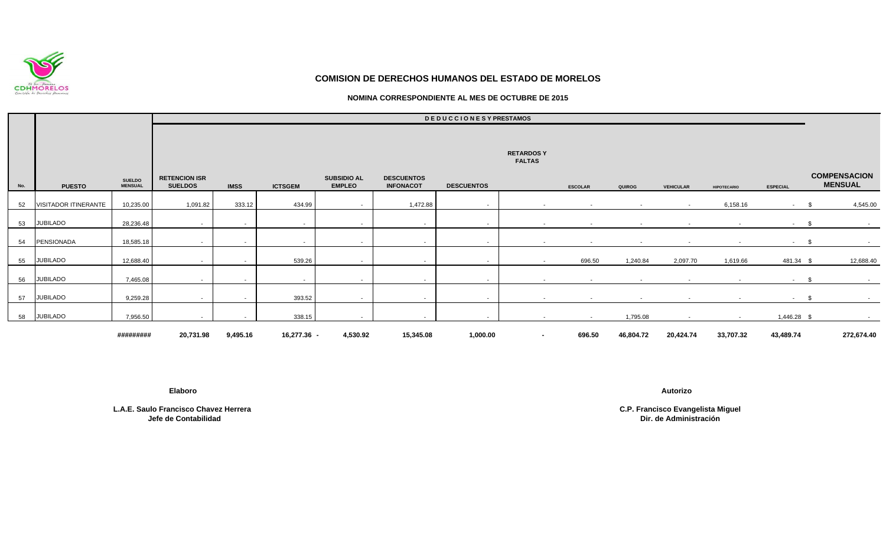# COMISION DE DERECHOS HUMANOS DEL ESTADO DE MORELOS

### NOMINA CORRESPONDIENTE AL MES DE OCTUBRE DE 2015

| No. | PUESTO | SUELDO MENSUAL | D E D U C C I O N E S Y PRESTAMOS | | | | | | | | | | | | COMPENSACION MENSUAL |
|---|---|---|---|---|---|---|---|---|---|---|---|---|---|---|---|
| | | | RETENCION ISR SUELDOS | IMSS | ICTSGEM | SUBSIDIO AL EMPLEO | DESCUENTOS INFONACOT | DESCUENTOS | RETARDOS Y FALTAS | ESCOLAR | QUIROG | VEHICULAR | HIPOTECARIO | ESPECIAL | |
| 52 | VISITADOR ITINERANTE | 10,235.00 | 1,091.82 | 333.12 | 434.99 | - | 1,472.88 | - | - | - | - | - | 6,158.16 | - | $ 4,545.00 |
| 53 | JUBILADO | 28,236.48 | - | - | - | - | - | - | - | - | - | - | - | - | $ - |
| 54 | PENSIONADA | 18,585.18 | - | - | - | - | - | - | - | - | - | - | - | - | $ - |
| 55 | JUBILADO | 12,688.40 | - | - | 539.26 | - | - | - | - | 696.50 | 1,240.84 | 2,097.70 | 1,619.66 | 481.34 | $ 12,688.40 |
| 56 | JUBILADO | 7,465.08 | - | - | - | - | - | - | - | - | - | - | - | - | $ - |
| 57 | JUBILADO | 9,259.28 | - | - | 393.52 | - | - | - | - | - | - | - | - | - | $ - |
| 58 | JUBILADO | 7,956.50 | - | - | 338.15 | - | - | - | - | - | 1,795.08 | - | - | 1,446.28 | $ - |
| | | ######### | **20,731.98** | **9,495.16** | **16,277.36** | **- 4,530.92** | **15,345.08** | **1,000.00** | **-** | **696.50** | **46,804.72** | **20,424.74** | **33,707.32** | **43,489.74** | **272,674.40** |

**Elaboro**

**L.A.E. Saulo Francisco Chavez Herrera**
**Jefe de Contabilidad**

**Autorizo**

**C.P. Francisco Evangelista Miguel**
**Dir. de Administración**